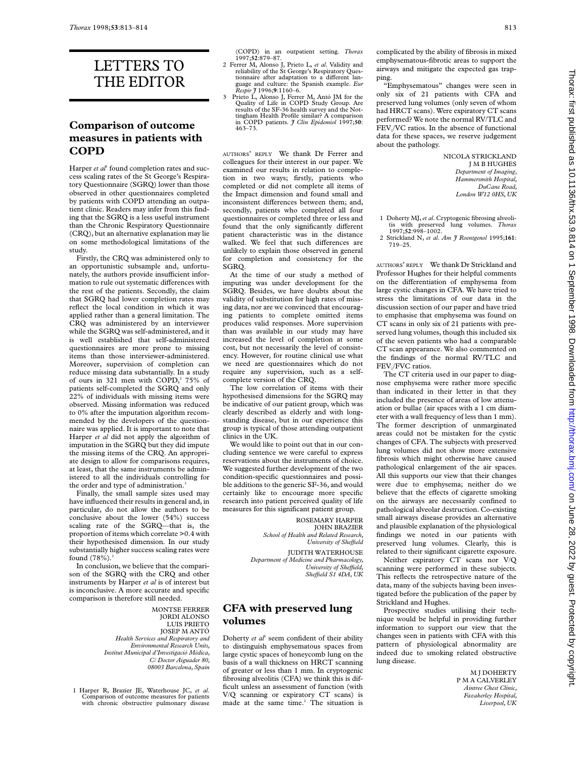# LETTERS TO THE EDITOR

## Comparison of outcome measures in patients with COPD

Harper *et al*[1] found completion rates and success scaling rates of the St George's Respiratory Questionnaire (SGRQ) lower than those observed in other questionnaires completed by patients with COPD attending an outpatient clinic. Readers may infer from this finding that the SGRQ is a less useful instrument than the Chronic Respiratory Questionnaire (CRQ), but an alternative explanation may lie on some methodological limitations of the study.

Firstly, the CRQ was administered only to an opportunistic subsample and, unfortunately, the authors provide insufficient information to rule out systematic differences with the rest of the patients. Secondly, the claim that SGRQ had lower completion rates may reflect the local condition in which it was applied rather than a general limitation. The CRQ was administered by an interviewer while the SGRQ was self-administered, and it is well established that self-administered questionnaires are more prone to missing items than those interviewer-administered. Moreover, supervision of completion can reduce missing data substantially. In a study of ours in 321 men with COPD,[2] 75% of patients self-completed the SGRQ and only 22% of individuals with missing items were observed. Missing information was reduced to 0% after the imputation algorithm recommended by the developers of the questionnaire was applied. It is important to note that Harper *et al* did not apply the algorithm of imputation in the SGRQ but they did impute the missing items of the CRQ. An appropriate design to allow for comparisons requires, at least, that the same instruments be administered to all the individuals controlling for the order and type of administration.[3]

Finally, the small sample sizes used may have influenced their results in general and, in particular, do not allow the authors to be conclusive about the lower (54%) success scaling rate of the SGRQ—that is, the proportion of items which correlate >0.4 with their hypothesised dimension. In our study substantially higher success scaling rates were found (78%).[2]

In conclusion, we believe that the comparison of the SGRQ with the CRQ and other instruments by Harper *et al* is of interest but is inconclusive. A more accurate and specific comparison is therefore still needed.

MONTSE FERRER
JORDI ALONSO
LUIS PRIETO
JOSEP M ANTÓ
*Health Services and Respiratory and Environmental Research Units,*
*Institut Municipal d'Investigació Mèdica,*
*C/ Doctor Aiguader 80,*
*08003 Barcelona, Spain*

1 Harper R, Brazier JE, Waterhouse JC, *et al*. Comparison of outcome measures for patients with chronic obstructive pulmonary disease (COPD) in an outpatient setting. *Thorax* 1997;**52**:879–87.
2 Ferrer M, Alonso J, Prieto L, *et al*. Validity and reliability of the St George's Respiratory Questionnaire after adaptation to a different language and culture: the Spanish example. *Eur Respir J* 1996;**9**:1160–6.
3 Prieto L, Alonso J, Ferrer M, Antó JM for the Quality of Life in COPD Study Group. Are results of the SF-36 health survey and the Nottingham Health Profile similar? A comparison in COPD patients. *J Clin Epidemiol* 1997;**50**: 463–73.

AUTHORS' REPLY We thank Dr Ferrer and colleagues for their interest in our paper. We examined our results in relation to completion in two ways; firstly, patients who completed or did not complete all items of the Impact dimension and found small and inconsistent differences between them; and, secondly, patients who completed all four questionnaires or completed three or less and found that the only significantly different patient characteristic was in the distance walked. We feel that such differences are unlikely to explain those observed in general for completion and consistency for the SGRQ.

At the time of our study a method of imputing was under development for the SGRQ. Besides, we have doubts about the validity of substitution for high rates of missing data, nor are we convinced that encouraging patients to complete omitted items produces valid responses. More supervision than was available in our study may have increased the level of completion at some cost, but not necessarily the level of consistency. However, for routine clinical use what we need are questionnaires which do not require any supervision, such as a self-complete version of the CRQ.

The low correlation of items with their hypothesised dimensions for the SGRQ may be indicative of our patient group, which was clearly described as elderly and with long-standing disease, but in our experience this group is typical of those attending outpatient clinics in the UK.

We would like to point out that in our concluding sentence we were careful to express reservations about the instruments of choice. We suggested further development of the two condition-specific questionnaires and possible additions to the generic SF-36, and would certainly like to encourage more specific research into patient perceived quality of life measures for this significant patient group.

ROSEMARY HARPER
JOHN BRAZIER
*School of Health and Related Research, University of Sheffield*
JUDITH WATERHOUSE
*Department of Medicine and Pharmacology, University of Sheffield, Sheffield S1 4DA, UK*

## CFA with preserved lung volumes

Doherty *et al*[1] seem confident of their ability to distinguish emphysematous spaces from large cystic spaces of honeycomb lung on the basis of a wall thickness on HRCT scanning of greater or less than 1 mm. In cryptogenic fibrosing alveolitis (CFA) we think this is difficult unless an assessment of function (with V/Q scanning or expiratory CT scans) is made at the same time.[2] The situation is complicated by the ability of fibrosis in mixed emphysematous-fibrotic areas to support the airways and mitigate the expected gas trapping.

"Emphysematous" changes were seen in only six of 21 patients with CFA and preserved lung volumes (only seven of whom had HRCT scans). Were expiratory CT scans performed? We note the normal RV/TLC and $FEV_1$/VC ratios. In the absence of functional data for these spaces, we reserve judgement about the pathology.

NICOLA STRICKLAND
J M B HUGHES
*Department of Imaging, Hammersmith Hospital, DuCane Road, London W12 0HS, UK*

1 Doherty MJ, *et al*. Cryptogenic fibrosing alveolitis with preserved lung volumes. *Thorax* 1997;**52**:998–1002.
2 Strickland N, *et al*. *Am J Roentgenol* 1995;**161**: 719–25.

AUTHORS' REPLY We thank Dr Strickland and Professor Hughes for their helpful comments on the differentiation of emphysema from large cystic changes in CFA. We have tried to stress the limitations of our data in the discussion section of our paper and have tried to emphasise that emphysema was found on CT scans in only six of 21 patients with preserved lung volumes, though this included six of the seven patients who had a comparable CT scan appearance. We also commented on the findings of the normal RV/TLC and $FEV_1$/FVC ratios.

The CT criteria used in our paper to diagnose emphysema were rather more specific than indicated in their letter in that they included the presence of areas of low attenuation or bullae (air spaces with a 1 cm diameter with a wall frequency of less than 1 mm). The former description of unmarginated areas could not be mistaken for the cystic changes of CFA. The subjects with preserved lung volumes did not show more extensive fibrosis which might otherwise have caused pathological enlargement of the air spaces. All this supports our view that their changes were due to emphysema; neither do we believe that the effects of cigarette smoking on the airways are necessarily confined to pathological alveolar destruction. Co-existing small airways disease provides an alternative and plausible explanation of the physiological findings we noted in our patients with preserved lung volumes. Clearly, this is related to their significant cigarette exposure.

Neither expiratory CT scans nor V/Q scanning were performed in these subjects. This reflects the retrospective nature of the data, many of the subjects having been investigated before the publication of the paper by Strickland and Hughes.

Prospective studies utilising their technique would be helpful in providing further information to support our view that the changes seen in patients with CFA with this pattern of physiological abnormality are indeed due to smoking related obstructive lung disease.

M J DOHERTY
P M A CALVERLEY
*Aintree Chest Clinic, Fazakerley Hospital, Liverpool, UK*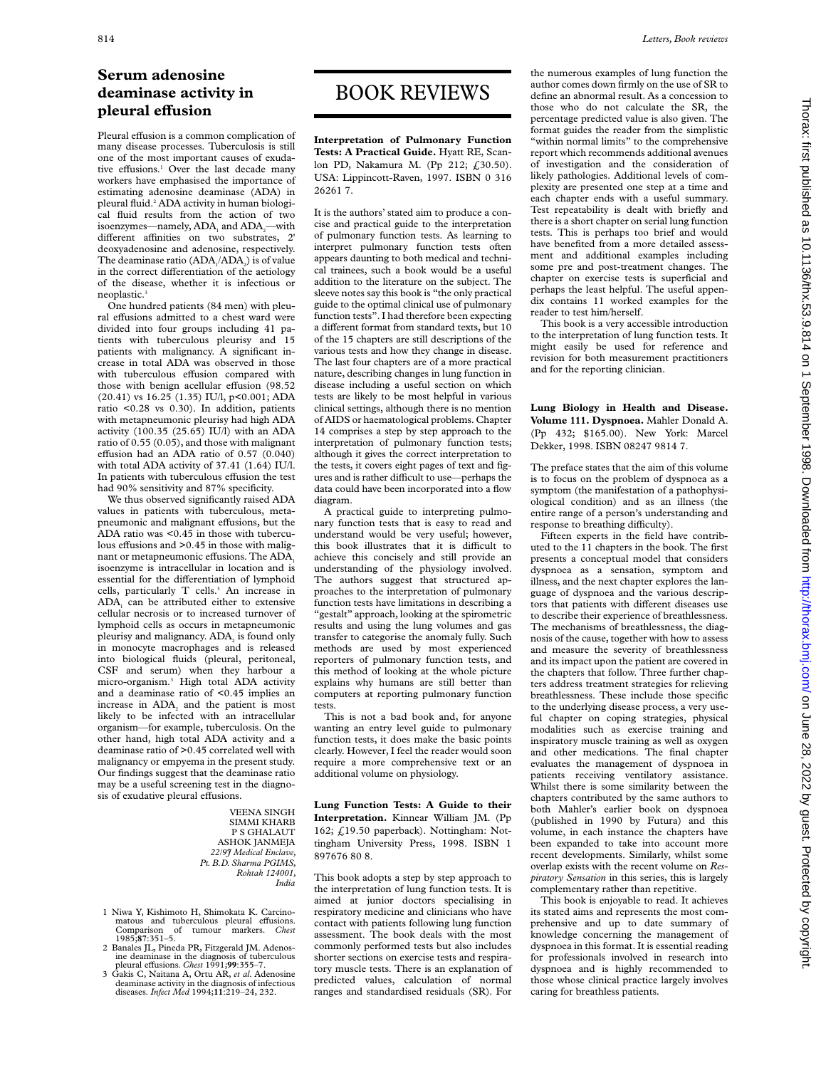## Serum adenosine deaminase activity in pleural effusion

Pleural effusion is a common complication of many disease processes. Tuberculosis is still one of the most important causes of exudative effusions.[1] Over the last decade many workers have emphasised the importance of estimating adenosine deaminase (ADA) in pleural fluid.[2] ADA activity in human biological fluid results from the action of two isoenzymes—namely, $ADA_1$ and $ADA_2$—with different affinities on two substrates, 2' deoxyadenosine and adenosine, respectively. The deaminase ratio ($ADA_1/ADA_2$) is of value in the correct differentiation of the aetiology of the disease, whether it is infectious or neoplastic.[3]

One hundred patients (84 men) with pleural effusions admitted to a chest ward were divided into four groups including 41 patients with tuberculous pleurisy and 15 patients with malignancy. A significant increase in total ADA was observed in those with tuberculous effusion compared with those with benign acellular effusion (98.52 (20.41) vs 16.25 (1.35) IU/l, $p<0.001$; ADA ratio <0.28 vs 0.30). In addition, patients with metapneumonic pleurisy had high ADA activity (100.35 (25.65) IU/l) with an ADA ratio of 0.55 (0.05), and those with malignant effusion had an ADA ratio of 0.57 (0.040) with total ADA activity of 37.41 (1.64) IU/l. In patients with tuberculous effusion the test had 90% sensitivity and 87% specificity.

We thus observed significantly raised ADA values in patients with tuberculous, metapneumonic and malignant effusions, but the ADA ratio was <0.45 in those with tuberculous effusions and >0.45 in those with malignant or metapneumonic effusions. The $ADA_1$ isoenzyme is intracellular in location and is essential for the differentiation of lymphoid cells, particularly T cells.[3] An increase in $ADA_1$ can be attributed either to extensive cellular necrosis or to increased turnover of lymphoid cells as occurs in metapneumonic pleurisy and malignancy. $ADA_2$ is found only in monocyte macrophages and is released into biological fluids (pleural, peritoneal, CSF and serum) when they harbour a micro-organism.[3] High total ADA activity and a deaminase ratio of <0.45 implies an increase in $ADA_2$ and the patient is most likely to be infected with an intracellular organism—for example, tuberculosis. On the other hand, high total ADA activity and a deaminase ratio of >0.45 correlated well with malignancy or empyema in the present study. Our findings suggest that the deaminase ratio may be a useful screening test in the diagnosis of exudative pleural effusions.

VEENA SINGH
SIMMI KHARB
P S GHALAUT
ASHOK JANMEJA
*22/9J Medical Enclave, Pt. B.D. Sharma PGIMS, Rohtak 124001, India*

1 Niwa Y, Kishimoto H, Shimokata K. Carcinomatous and tuberculous pleural effusions. Comparison of tumour markers. *Chest* 1985;**87**:351–5.
2 Banales JL, Pineda PR, Fitzgerald JM. Adenosine deaminase in the diagnosis of tuberculous pleural effusions. *Chest* 1991;**99**:355–7.
3 Gakis C, Naitana A, Ortu AR, *et al*. Adenosine deaminase activity in the diagnosis of infectious diseases. *Infect Med* 1994;**11**:219–24, 232.

# BOOK REVIEWS

**Interpretation of Pulmonary Function Tests: A Practical Guide.** Hyatt RE, Scanlon PD, Nakamura M. (Pp 212; £30.50). USA: Lippincott-Raven, 1997. ISBN 0 316 26261 7.

It is the authors' stated aim to produce a concise and practical guide to the interpretation of pulmonary function tests. As learning to interpret pulmonary function tests often appears daunting to both medical and technical trainees, such a book would be a useful addition to the literature on the subject. The sleeve notes say this book is "the only practical guide to the optimal clinical use of pulmonary function tests". I had therefore been expecting a different format from standard texts, but 10 of the 15 chapters are still descriptions of the various tests and how they change in disease. The last four chapters are of a more practical nature, describing changes in lung function in disease including a useful section on which tests are likely to be most helpful in various clinical settings, although there is no mention of AIDS or haematological problems. Chapter 14 comprises a step by step approach to the interpretation of pulmonary function tests; although it gives the correct interpretation to the tests, it covers eight pages of text and figures and is rather difficult to use—perhaps the data could have been incorporated into a flow diagram.

A practical guide to interpreting pulmonary function tests that is easy to read and understand would be very useful; however, this book illustrates that it is difficult to achieve this concisely and still provide an understanding of the physiology involved. The authors suggest that structured approaches to the interpretation of pulmonary function tests have limitations in describing a "gestalt" approach, looking at the spirometric results and using the lung volumes and gas transfer to categorise the anomaly fully. Such methods are used by most experienced reporters of pulmonary function tests, and this method of looking at the whole picture explains why humans are still better than computers at reporting pulmonary function tests.

This is not a bad book and, for anyone wanting an entry level guide to pulmonary function tests, it does make the basic points clearly. However, I feel the reader would soon require a more comprehensive text or an additional volume on physiology.

**Lung Function Tests: A Guide to their Interpretation.** Kinnear William JM. (Pp 162; £19.50 paperback). Nottingham: Nottingham University Press, 1998. ISBN 1 897676 80 8.

This book adopts a step by step approach to the interpretation of lung function tests. It is aimed at junior doctors specialising in respiratory medicine and clinicians who have contact with patients following lung function assessment. The book deals with the most commonly performed tests but also includes shorter sections on exercise tests and respiratory muscle tests. There is an explanation of predicted values, calculation of normal ranges and standardised residuals (SR). For the numerous examples of lung function the author comes down firmly on the use of SR to define an abnormal result. As a concession to those who do not calculate the SR, the percentage predicted value is also given. The format guides the reader from the simplistic "within normal limits" to the comprehensive report which recommends additional avenues of investigation and the consideration of likely pathologies. Additional levels of complexity are presented one step at a time and each chapter ends with a useful summary. Test repeatability is dealt with briefly and there is a short chapter on serial lung function tests. This is perhaps too brief and would have benefited from a more detailed assessment and additional examples including some pre and post-treatment changes. The chapter on exercise tests is superficial and perhaps the least helpful. The useful appendix contains 11 worked examples for the reader to test him/herself.

This book is a very accessible introduction to the interpretation of lung function tests. It might easily be used for reference and revision for both measurement practitioners and for the reporting clinician.

**Lung Biology in Health and Disease. Volume 111. Dyspnoea.** Mahler Donald A. (Pp 432; $165.00). New York: Marcel Dekker, 1998. ISBN 08247 9814 7.

The preface states that the aim of this volume is to focus on the problem of dyspnoea as a symptom (the manifestation of a pathophysiological condition) and as an illness (the entire range of a person's understanding and response to breathing difficulty).

Fifteen experts in the field have contributed to the 11 chapters in the book. The first presents a conceptual model that considers dyspnoea as a sensation, symptom and illness, and the next chapter explores the language of dyspnoea and the various descriptors that patients with different diseases use to describe their experience of breathlessness. The mechanisms of breathlessness, the diagnosis of the cause, together with how to assess and measure the severity of breathlessness and its impact upon the patient are covered in the chapters that follow. Three further chapters address treatment strategies for relieving breathlessness. These include those specific to the underlying disease process, a very useful chapter on coping strategies, physical modalities such as exercise training and inspiratory muscle training as well as oxygen and other medications. The final chapter evaluates the management of dyspnoea in patients receiving ventilatory assistance. Whilst there is some similarity between the chapters contributed by the same authors to both Mahler's earlier book on dyspnoea (published in 1990 by Futura) and this volume, in each instance the chapters have been expanded to take into account more recent developments. Similarly, whilst some overlap exists with the recent volume on *Respiratory Sensation* in this series, this is largely complementary rather than repetitive.

This book is enjoyable to read. It achieves its stated aims and represents the most comprehensive and up to date summary of knowledge concerning the management of dyspnoea in this format. It is essential reading for professionals involved in research into dyspnoea and is highly recommended to those whose clinical practice largely involves caring for breathless patients.